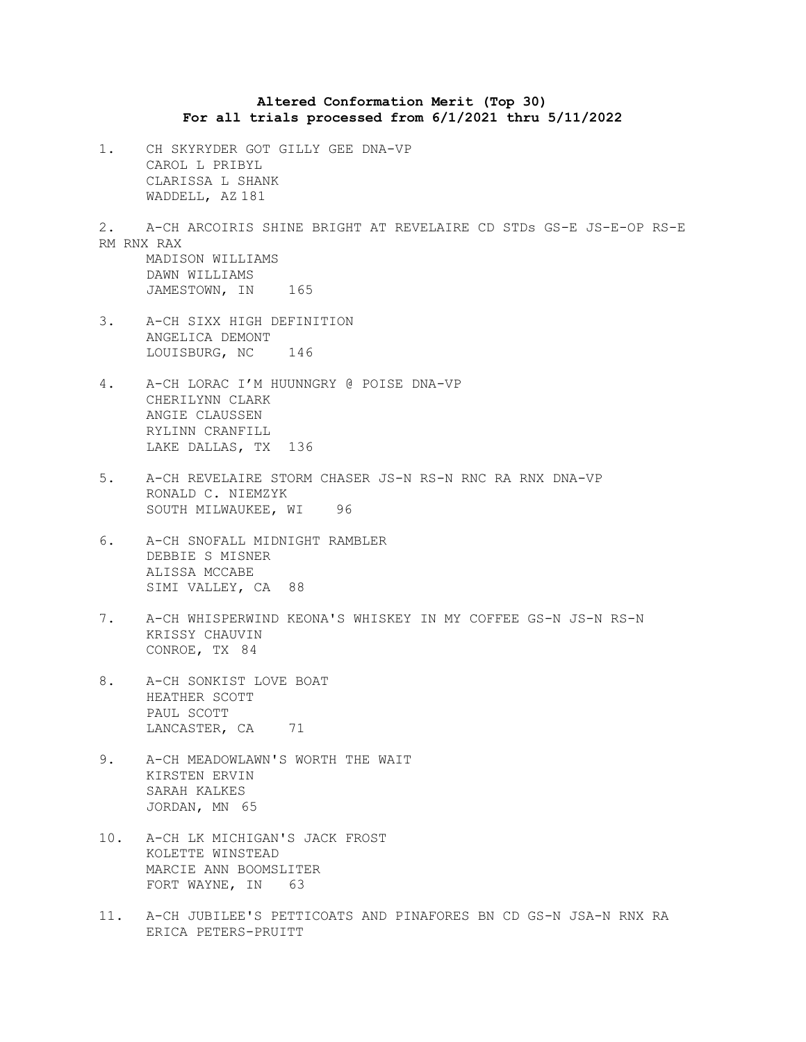**Altered Conformation Merit (Top 30)**
**For all trials processed from 6/1/2021 thru 5/11/2022**

1. CH SKYRYDER GOT GILLY GEE DNA-VP
   CAROL L PRIBYL
   CLARISSA L SHANK
   WADDELL, AZ 181

2. A-CH ARCOIRIS SHINE BRIGHT AT REVELAIRE CD STDs GS-E JS-E-OP RS-E RM RNX RAX
   MADISON WILLIAMS
   DAWN WILLIAMS
   JAMESTOWN, IN 165

3. A-CH SIXX HIGH DEFINITION
   ANGELICA DEMONT
   LOUISBURG, NC 146

4. A-CH LORAC I'M HUUNNGRY @ POISE DNA-VP
   CHERILYNN CLARK
   ANGIE CLAUSSEN
   RYLINN CRANFILL
   LAKE DALLAS, TX 136

5. A-CH REVELAIRE STORM CHASER JS-N RS-N RNC RA RNX DNA-VP
   RONALD C. NIEMZYK
   SOUTH MILWAUKEE, WI 96

6. A-CH SNOFALL MIDNIGHT RAMBLER
   DEBBIE S MISNER
   ALISSA MCCABE
   SIMI VALLEY, CA 88

7. A-CH WHISPERWIND KEONA'S WHISKEY IN MY COFFEE GS-N JS-N RS-N
   KRISSY CHAUVIN
   CONROE, TX 84

8. A-CH SONKIST LOVE BOAT
   HEATHER SCOTT
   PAUL SCOTT
   LANCASTER, CA 71

9. A-CH MEADOWLAWN'S WORTH THE WAIT
   KIRSTEN ERVIN
   SARAH KALKES
   JORDAN, MN 65

10. A-CH LK MICHIGAN'S JACK FROST
    KOLETTE WINSTEAD
    MARCIE ANN BOOMSLITER
    FORT WAYNE, IN 63

11. A-CH JUBILEE'S PETTICOATS AND PINAFORES BN CD GS-N JSA-N RNX RA
    ERICA PETERS-PRUITT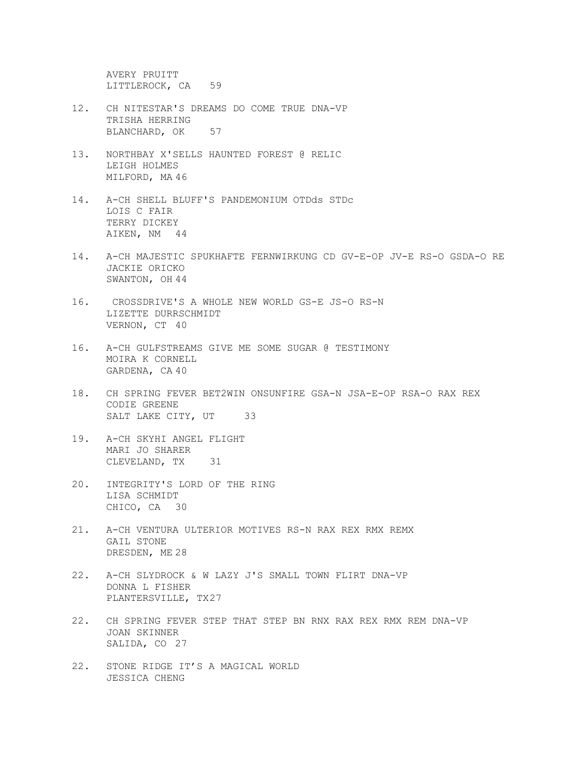AVERY PRUITT
LITTLEROCK, CA 59

12. CH NITESTAR'S DREAMS DO COME TRUE DNA-VP
    TRISHA HERRING
    BLANCHARD, OK 57

13. NORTHBAY X'SELLS HAUNTED FOREST @ RELIC
    LEIGH HOLMES
    MILFORD, MA 46

14. A-CH SHELL BLUFF'S PANDEMONIUM OTDds STDc
    LOIS C FAIR
    TERRY DICKEY
    AIKEN, NM 44

14. A-CH MAJESTIC SPUKHAFTE FERNWIRKUNG CD GV-E-OP JV-E RS-O GSDA-O RE
    JACKIE ORICKO
    SWANTON, OH 44

16. CROSSDRIVE'S A WHOLE NEW WORLD GS-E JS-O RS-N
    LIZETTE DURRSCHMIDT
    VERNON, CT 40

16. A-CH GULFSTREAMS GIVE ME SOME SUGAR @ TESTIMONY
    MOIRA K CORNELL
    GARDENA, CA 40

18. CH SPRING FEVER BET2WIN ONSUNFIRE GSA-N JSA-E-OP RSA-O RAX REX
    CODIE GREENE
    SALT LAKE CITY, UT 33

19. A-CH SKYHI ANGEL FLIGHT
    MARI JO SHARER
    CLEVELAND, TX 31

20. INTEGRITY'S LORD OF THE RING
    LISA SCHMIDT
    CHICO, CA 30

21. A-CH VENTURA ULTERIOR MOTIVES RS-N RAX REX RMX REMX
    GAIL STONE
    DRESDEN, ME 28

22. A-CH SLYDROCK & W LAZY J'S SMALL TOWN FLIRT DNA-VP
    DONNA L FISHER
    PLANTERSVILLE, TX 27

22. CH SPRING FEVER STEP THAT STEP BN RNX RAX REX RMX REM DNA-VP
    JOAN SKINNER
    SALIDA, CO 27

22. STONE RIDGE IT'S A MAGICAL WORLD
    JESSICA CHENG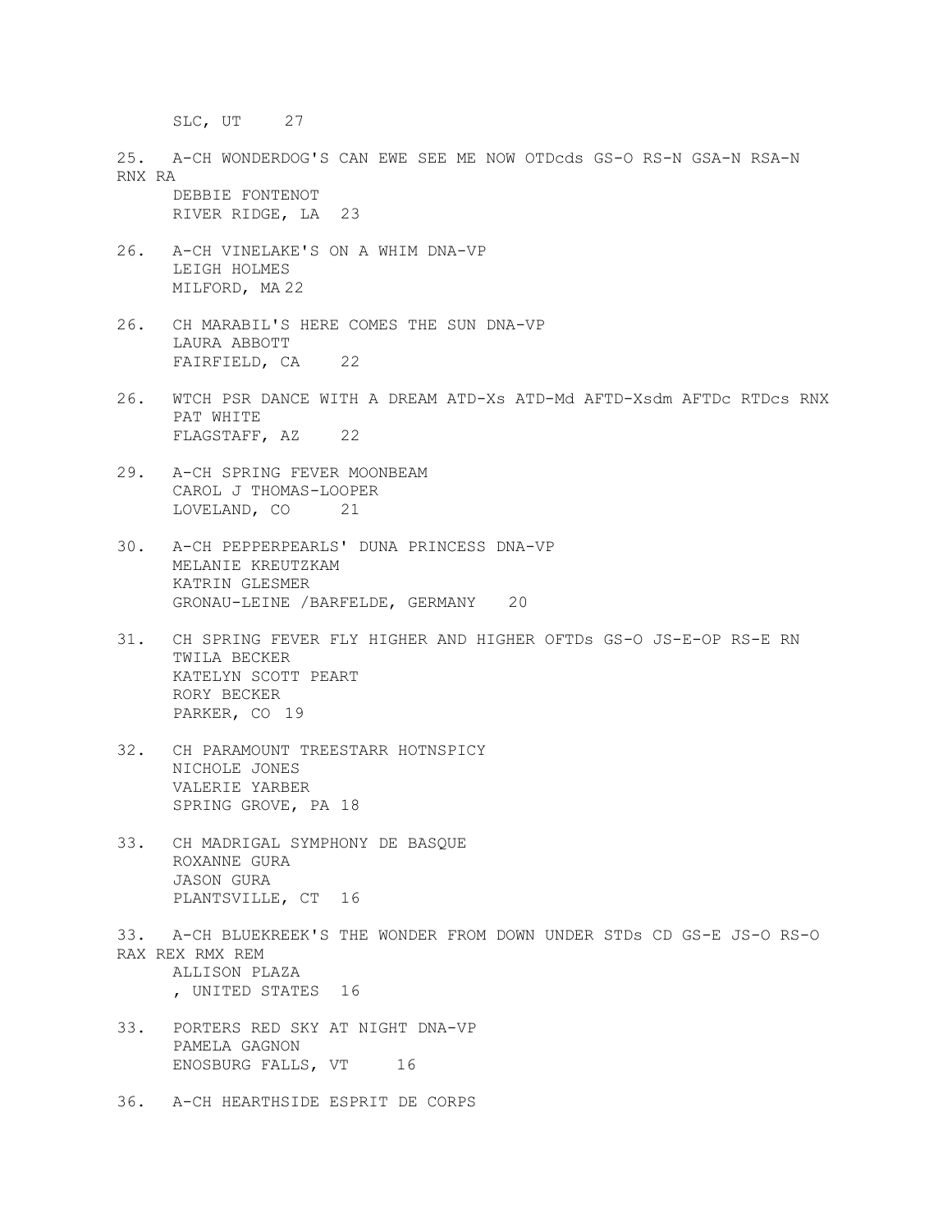SLC, UT 27

25. A-CH WONDERDOG'S CAN EWE SEE ME NOW OTDcds GS-O RS-N GSA-N RSA-N RNX RA
    DEBBIE FONTENOT
    RIVER RIDGE, LA 23

26. A-CH VINELAKE'S ON A WHIM DNA-VP
    LEIGH HOLMES
    MILFORD, MA 22

26. CH MARABIL'S HERE COMES THE SUN DNA-VP
    LAURA ABBOTT
    FAIRFIELD, CA 22

26. WTCH PSR DANCE WITH A DREAM ATD-Xs ATD-Md AFTD-Xsdm AFTDc RTDcs RNX
    PAT WHITE
    FLAGSTAFF, AZ 22

29. A-CH SPRING FEVER MOONBEAM
    CAROL J THOMAS-LOOPER
    LOVELAND, CO 21

30. A-CH PEPPERPEARLS' DUNA PRINCESS DNA-VP
    MELANIE KREUTZKAM
    KATRIN GLESMER
    GRONAU-LEINE /BARFELDE, GERMANY 20

31. CH SPRING FEVER FLY HIGHER AND HIGHER OFTDs GS-O JS-E-OP RS-E RN
    TWILA BECKER
    KATELYN SCOTT PEART
    RORY BECKER
    PARKER, CO 19

32. CH PARAMOUNT TREESTARR HOTNSPICY
    NICHOLE JONES
    VALERIE YARBER
    SPRING GROVE, PA 18

33. CH MADRIGAL SYMPHONY DE BASQUE
    ROXANNE GURA
    JASON GURA
    PLANTSVILLE, CT 16

33. A-CH BLUEKREEK'S THE WONDER FROM DOWN UNDER STDs CD GS-E JS-O RS-O RAX REX RMX REM
    ALLISON PLAZA
    , UNITED STATES 16

33. PORTERS RED SKY AT NIGHT DNA-VP
    PAMELA GAGNON
    ENOSBURG FALLS, VT 16

36. A-CH HEARTHSIDE ESPRIT DE CORPS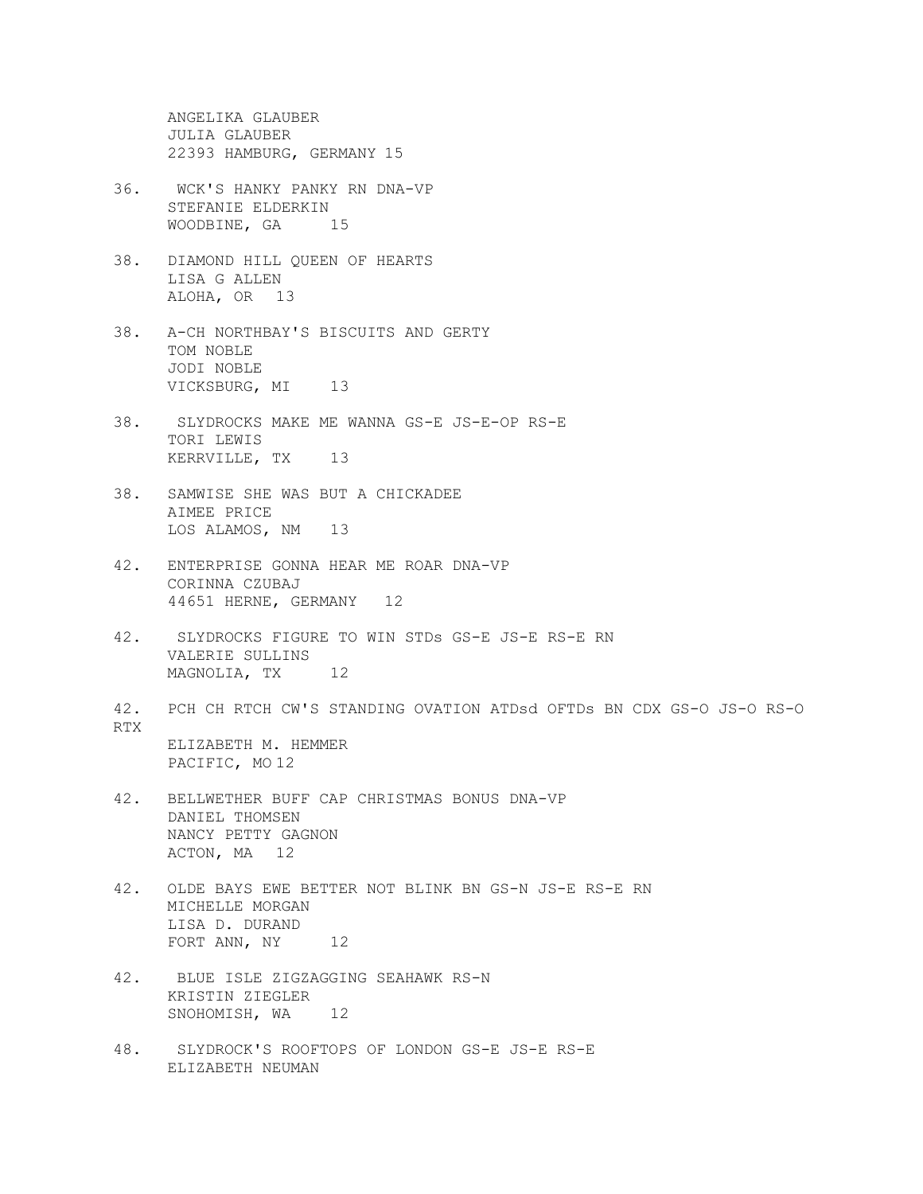ANGELIKA GLAUBER
JULIA GLAUBER
22393 HAMBURG, GERMANY 15

36. WCK'S HANKY PANKY RN DNA-VP
STEFANIE ELDERKIN
WOODBINE, GA 15

38. DIAMOND HILL QUEEN OF HEARTS
LISA G ALLEN
ALOHA, OR 13

38. A-CH NORTHBAY'S BISCUITS AND GERTY
TOM NOBLE
JODI NOBLE
VICKSBURG, MI 13

38. SLYDROCKS MAKE ME WANNA GS-E JS-E-OP RS-E
TORI LEWIS
KERRVILLE, TX 13

38. SAMWISE SHE WAS BUT A CHICKADEE
AIMEE PRICE
LOS ALAMOS, NM 13

42. ENTERPRISE GONNA HEAR ME ROAR DNA-VP
CORINNA CZUBAJ
44651 HERNE, GERMANY 12

42. SLYDROCKS FIGURE TO WIN STDs GS-E JS-E RS-E RN
VALERIE SULLINS
MAGNOLIA, TX 12

42. PCH CH RTCH CW'S STANDING OVATION ATDsd OFTDs BN CDX GS-O JS-O RS-O RTX
ELIZABETH M. HEMMER
PACIFIC, MO 12

42. BELLWETHER BUFF CAP CHRISTMAS BONUS DNA-VP
DANIEL THOMSEN
NANCY PETTY GAGNON
ACTON, MA 12

42. OLDE BAYS EWE BETTER NOT BLINK BN GS-N JS-E RS-E RN
MICHELLE MORGAN
LISA D. DURAND
FORT ANN, NY 12

42. BLUE ISLE ZIGZAGGING SEAHAWK RS-N
KRISTIN ZIEGLER
SNOHOMISH, WA 12

48. SLYDROCK'S ROOFTOPS OF LONDON GS-E JS-E RS-E
ELIZABETH NEUMAN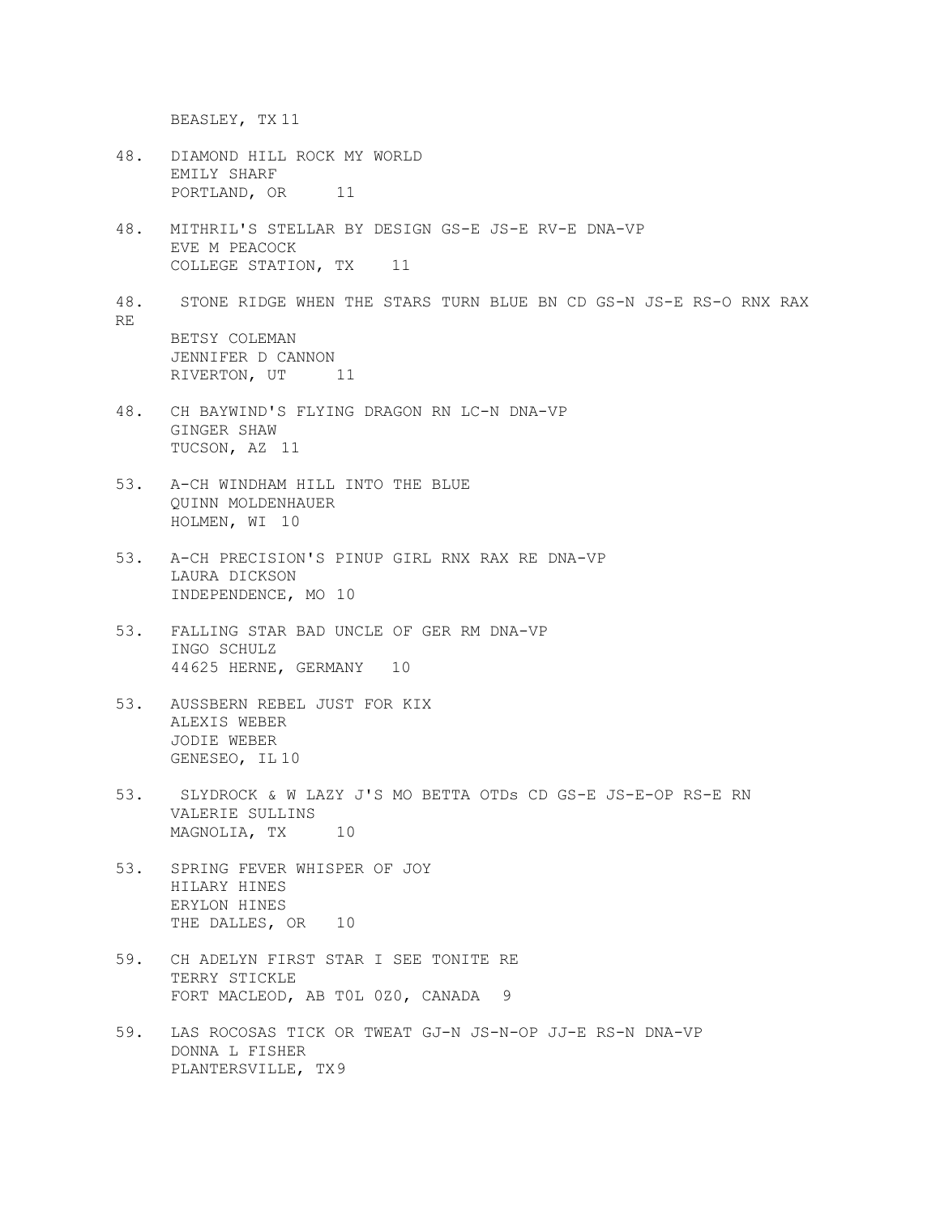BEASLEY, TX 11

48. DIAMOND HILL ROCK MY WORLD
    EMILY SHARF
    PORTLAND, OR 11

48. MITHRIL'S STELLAR BY DESIGN GS-E JS-E RV-E DNA-VP
    EVE M PEACOCK
    COLLEGE STATION, TX 11

48. STONE RIDGE WHEN THE STARS TURN BLUE BN CD GS-N JS-E RS-O RNX RAX RE
    BETSY COLEMAN
    JENNIFER D CANNON
    RIVERTON, UT 11

48. CH BAYWIND'S FLYING DRAGON RN LC-N DNA-VP
    GINGER SHAW
    TUCSON, AZ 11

53. A-CH WINDHAM HILL INTO THE BLUE
    QUINN MOLDENHAUER
    HOLMEN, WI 10

53. A-CH PRECISION'S PINUP GIRL RNX RAX RE DNA-VP
    LAURA DICKSON
    INDEPENDENCE, MO 10

53. FALLING STAR BAD UNCLE OF GER RM DNA-VP
    INGO SCHULZ
    44625 HERNE, GERMANY 10

53. AUSSBERN REBEL JUST FOR KIX
    ALEXIS WEBER
    JODIE WEBER
    GENESEO, IL 10

53. SLYDROCK & W LAZY J'S MO BETTA OTDs CD GS-E JS-E-OP RS-E RN
    VALERIE SULLINS
    MAGNOLIA, TX 10

53. SPRING FEVER WHISPER OF JOY
    HILARY HINES
    ERYLON HINES
    THE DALLES, OR 10

59. CH ADELYN FIRST STAR I SEE TONITE RE
    TERRY STICKLE
    FORT MACLEOD, AB T0L 0Z0, CANADA 9

59. LAS ROCOSAS TICK OR TWEAT GJ-N JS-N-OP JJ-E RS-N DNA-VP
    DONNA L FISHER
    PLANTERSVILLE, TX 9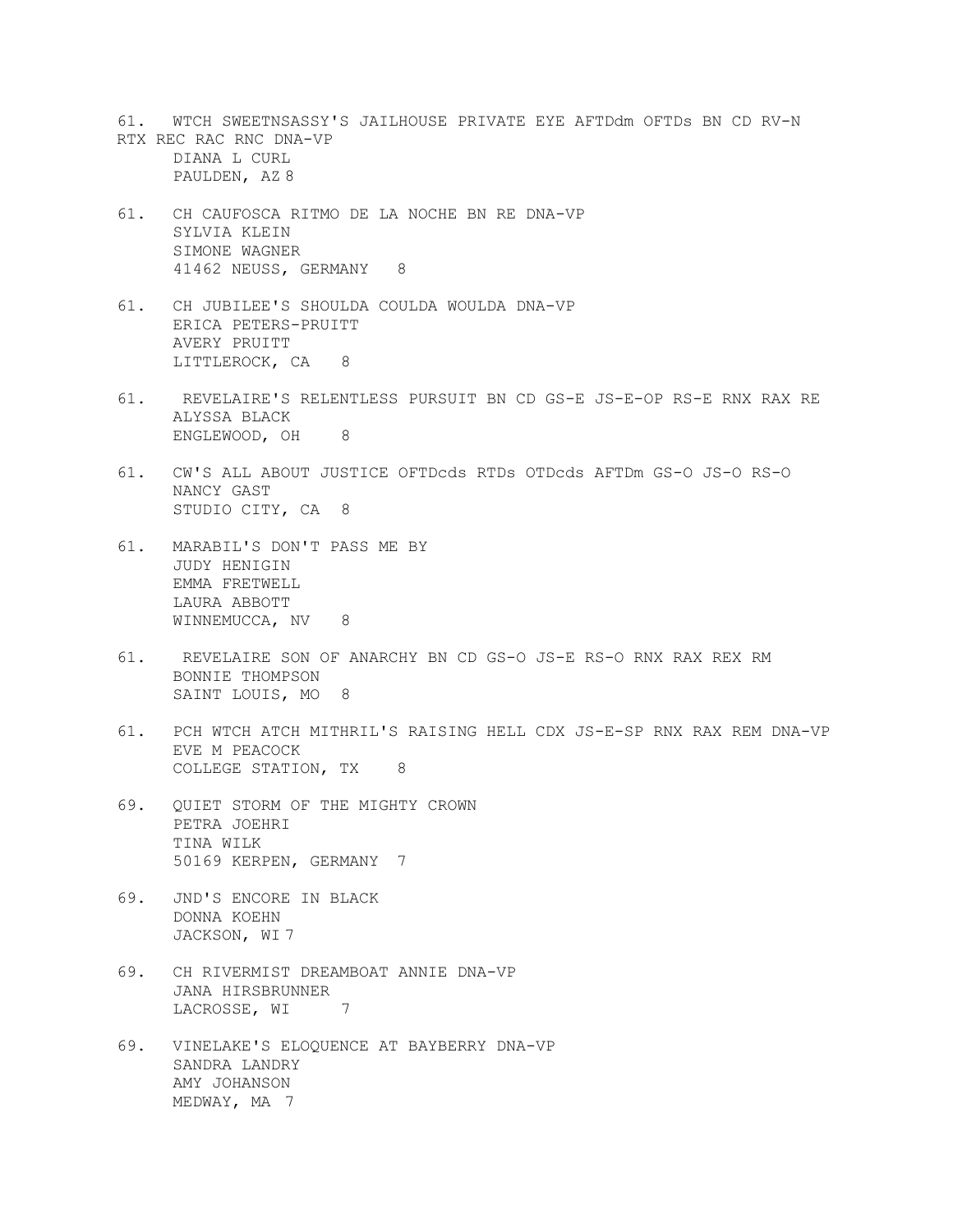61. WTCH SWEETNSASSY'S JAILHOUSE PRIVATE EYE AFTDdm OFTDs BN CD RV-N RTX REC RAC RNC DNA-VP
    DIANA L CURL
    PAULDEN, AZ 8

61. CH CAUFOSCA RITMO DE LA NOCHE BN RE DNA-VP
    SYLVIA KLEIN
    SIMONE WAGNER
    41462 NEUSS, GERMANY 8

61. CH JUBILEE'S SHOULDA COULDA WOULDA DNA-VP
    ERICA PETERS-PRUITT
    AVERY PRUITT
    LITTLEROCK, CA 8

61. REVELAIRE'S RELENTLESS PURSUIT BN CD GS-E JS-E-OP RS-E RNX RAX RE
    ALYSSA BLACK
    ENGLEWOOD, OH 8

61. CW'S ALL ABOUT JUSTICE OFTDcds RTDs OTDcds AFTDm GS-O JS-O RS-O
    NANCY GAST
    STUDIO CITY, CA 8

61. MARABIL'S DON'T PASS ME BY
    JUDY HENIGIN
    EMMA FRETWELL
    LAURA ABBOTT
    WINNEMUCCA, NV 8

61. REVELAIRE SON OF ANARCHY BN CD GS-O JS-E RS-O RNX RAX REX RM
    BONNIE THOMPSON
    SAINT LOUIS, MO 8

61. PCH WTCH ATCH MITHRIL'S RAISING HELL CDX JS-E-SP RNX RAX REM DNA-VP
    EVE M PEACOCK
    COLLEGE STATION, TX 8

69. QUIET STORM OF THE MIGHTY CROWN
    PETRA JOEHRI
    TINA WILK
    50169 KERPEN, GERMANY 7

69. JND'S ENCORE IN BLACK
    DONNA KOEHN
    JACKSON, WI 7

69. CH RIVERMIST DREAMBOAT ANNIE DNA-VP
    JANA HIRSBRUNNER
    LACROSSE, WI 7

69. VINELAKE'S ELOQUENCE AT BAYBERRY DNA-VP
    SANDRA LANDRY
    AMY JOHANSON
    MEDWAY, MA 7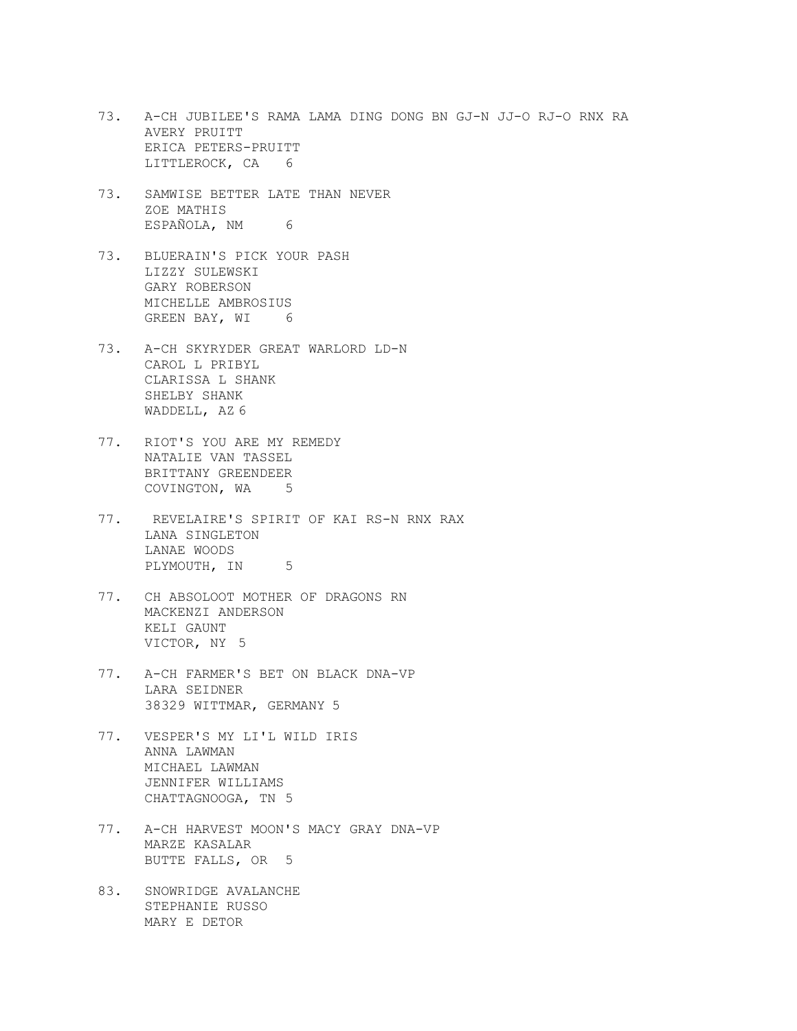73. A-CH JUBILEE'S RAMA LAMA DING DONG BN GJ-N JJ-O RJ-O RNX RA
AVERY PRUITT
ERICA PETERS-PRUITT
LITTLEROCK, CA 6

73. SAMWISE BETTER LATE THAN NEVER
ZOE MATHIS
ESPAÑOLA, NM 6

73. BLUERAIN'S PICK YOUR PASH
LIZZY SULEWSKI
GARY ROBERSON
MICHELLE AMBROSIUS
GREEN BAY, WI 6

73. A-CH SKYRYDER GREAT WARLORD LD-N
CAROL L PRIBYL
CLARISSA L SHANK
SHELBY SHANK
WADDELL, AZ 6

77. RIOT'S YOU ARE MY REMEDY
NATALIE VAN TASSEL
BRITTANY GREENDEER
COVINGTON, WA 5

77. REVELAIRE'S SPIRIT OF KAI RS-N RNX RAX
LANA SINGLETON
LANAE WOODS
PLYMOUTH, IN 5

77. CH ABSOLOOT MOTHER OF DRAGONS RN
MACKENZI ANDERSON
KELI GAUNT
VICTOR, NY 5

77. A-CH FARMER'S BET ON BLACK DNA-VP
LARA SEIDNER
38329 WITTMAR, GERMANY 5

77. VESPER'S MY LI'L WILD IRIS
ANNA LAWMAN
MICHAEL LAWMAN
JENNIFER WILLIAMS
CHATTAGNOOGA, TN 5

77. A-CH HARVEST MOON'S MACY GRAY DNA-VP
MARZE KASALAR
BUTTE FALLS, OR 5

83. SNOWRIDGE AVALANCHE
STEPHANIE RUSSO
MARY E DETOR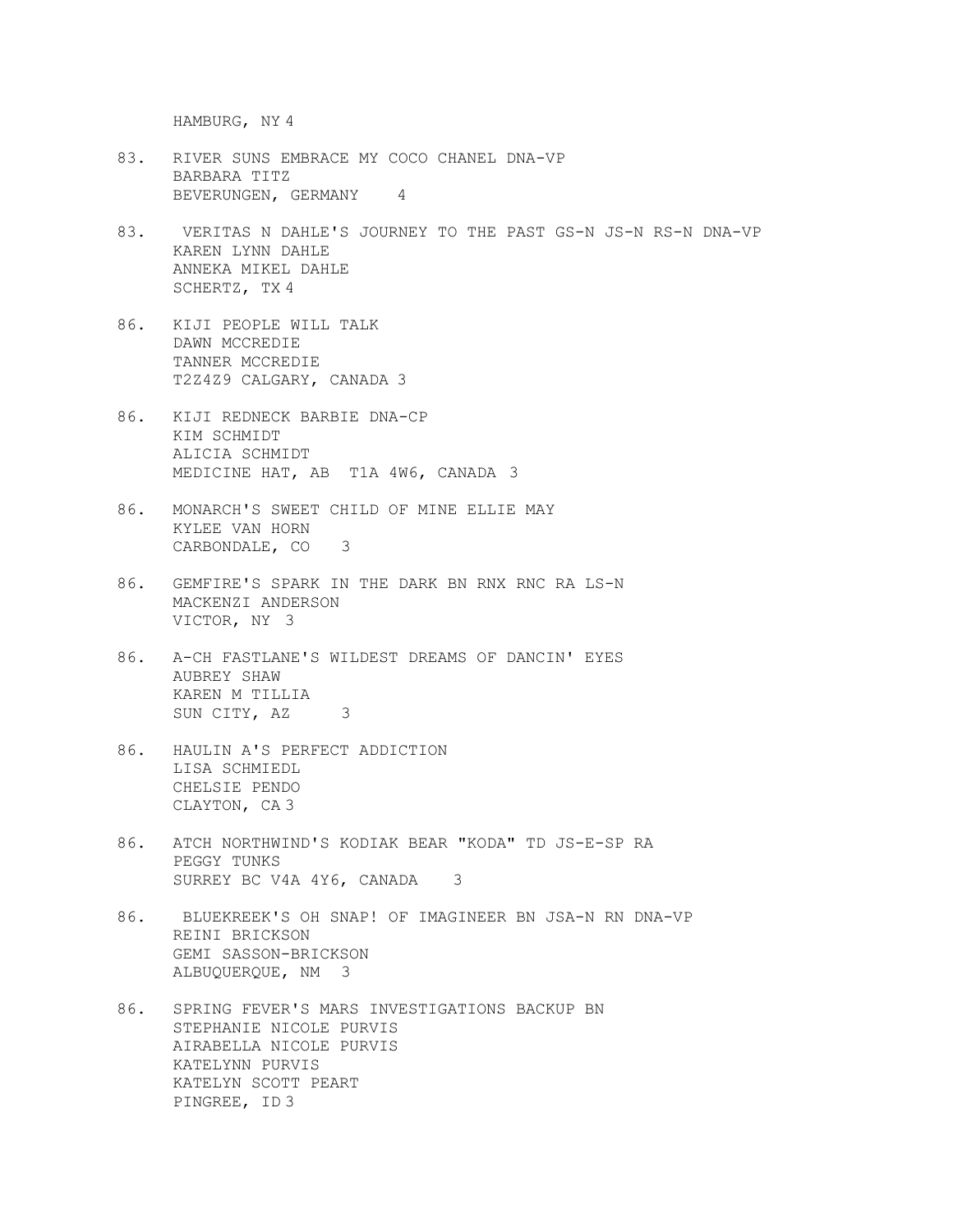HAMBURG, NY 4

83. RIVER SUNS EMBRACE MY COCO CHANEL DNA-VP
    BARBARA TITZ
    BEVERUNGEN, GERMANY 4

83. VERITAS N DAHLE'S JOURNEY TO THE PAST GS-N JS-N RS-N DNA-VP
    KAREN LYNN DAHLE
    ANNEKA MIKEL DAHLE
    SCHERTZ, TX 4

86. KIJI PEOPLE WILL TALK
    DAWN MCCREDIE
    TANNER MCCREDIE
    T2Z4Z9 CALGARY, CANADA 3

86. KIJI REDNECK BARBIE DNA-CP
    KIM SCHMIDT
    ALICIA SCHMIDT
    MEDICINE HAT, AB T1A 4W6, CANADA 3

86. MONARCH'S SWEET CHILD OF MINE ELLIE MAY
    KYLEE VAN HORN
    CARBONDALE, CO 3

86. GEMFIRE'S SPARK IN THE DARK BN RNX RNC RA LS-N
    MACKENZI ANDERSON
    VICTOR, NY 3

86. A-CH FASTLANE'S WILDEST DREAMS OF DANCIN' EYES
    AUBREY SHAW
    KAREN M TILLIA
    SUN CITY, AZ 3

86. HAULIN A'S PERFECT ADDICTION
    LISA SCHMIEDL
    CHELSIE PENDO
    CLAYTON, CA 3

86. ATCH NORTHWIND'S KODIAK BEAR "KODA" TD JS-E-SP RA
    PEGGY TUNKS
    SURREY BC V4A 4Y6, CANADA 3

86. BLUEKREEK'S OH SNAP! OF IMAGINEER BN JSA-N RN DNA-VP
    REINI BRICKSON
    GEMI SASSON-BRICKSON
    ALBUQUERQUE, NM 3

86. SPRING FEVER'S MARS INVESTIGATIONS BACKUP BN
    STEPHANIE NICOLE PURVIS
    AIRABELLA NICOLE PURVIS
    KATELYNN PURVIS
    KATELYN SCOTT PEART
    PINGREE, ID 3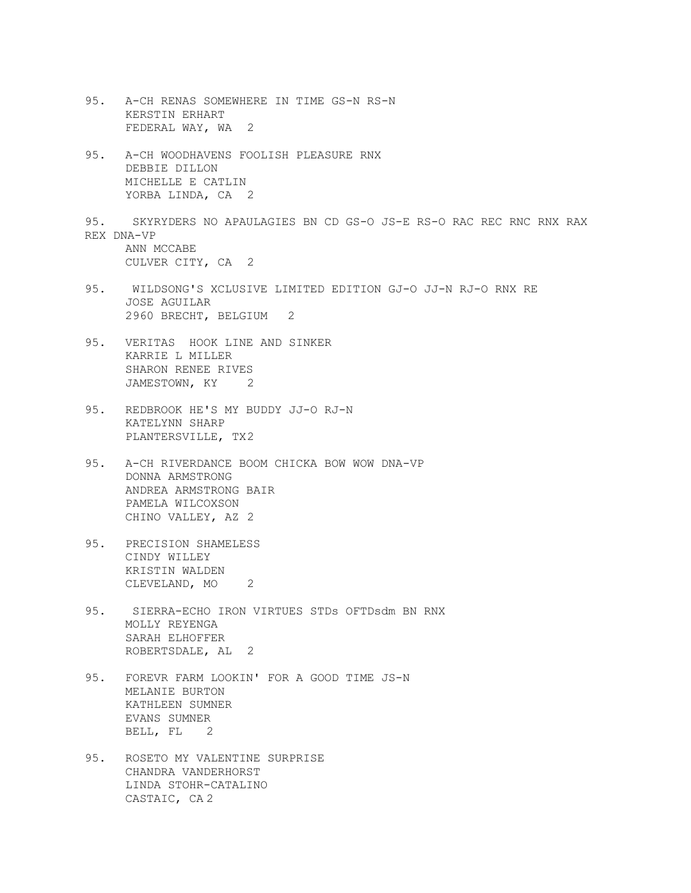95. A-CH RENAS SOMEWHERE IN TIME GS-N RS-N
KERSTIN ERHART
FEDERAL WAY, WA 2

95. A-CH WOODHAVENS FOOLISH PLEASURE RNX
DEBBIE DILLON
MICHELLE E CATLIN
YORBA LINDA, CA 2

95. SKYRYDERS NO APAULAGIES BN CD GS-O JS-E RS-O RAC REC RNC RNX RAX REX DNA-VP
ANN MCCABE
CULVER CITY, CA 2

95. WILDSONG'S XCLUSIVE LIMITED EDITION GJ-O JJ-N RJ-O RNX RE
JOSE AGUILAR
2960 BRECHT, BELGIUM 2

95. VERITAS HOOK LINE AND SINKER
KARRIE L MILLER
SHARON RENEE RIVES
JAMESTOWN, KY 2

95. REDBROOK HE'S MY BUDDY JJ-O RJ-N
KATELYNN SHARP
PLANTERSVILLE, TX 2

95. A-CH RIVERDANCE BOOM CHICKA BOW WOW DNA-VP
DONNA ARMSTRONG
ANDREA ARMSTRONG BAIR
PAMELA WILCOXSON
CHINO VALLEY, AZ 2

95. PRECISION SHAMELESS
CINDY WILLEY
KRISTIN WALDEN
CLEVELAND, MO 2

95. SIERRA-ECHO IRON VIRTUES STDs OFTDsdm BN RNX
MOLLY REYENGA
SARAH ELHOFFER
ROBERTSDALE, AL 2

95. FOREVR FARM LOOKIN' FOR A GOOD TIME JS-N
MELANIE BURTON
KATHLEEN SUMNER
EVANS SUMNER
BELL, FL 2

95. ROSETO MY VALENTINE SURPRISE
CHANDRA VANDERHORST
LINDA STOHR-CATALINO
CASTAIC, CA 2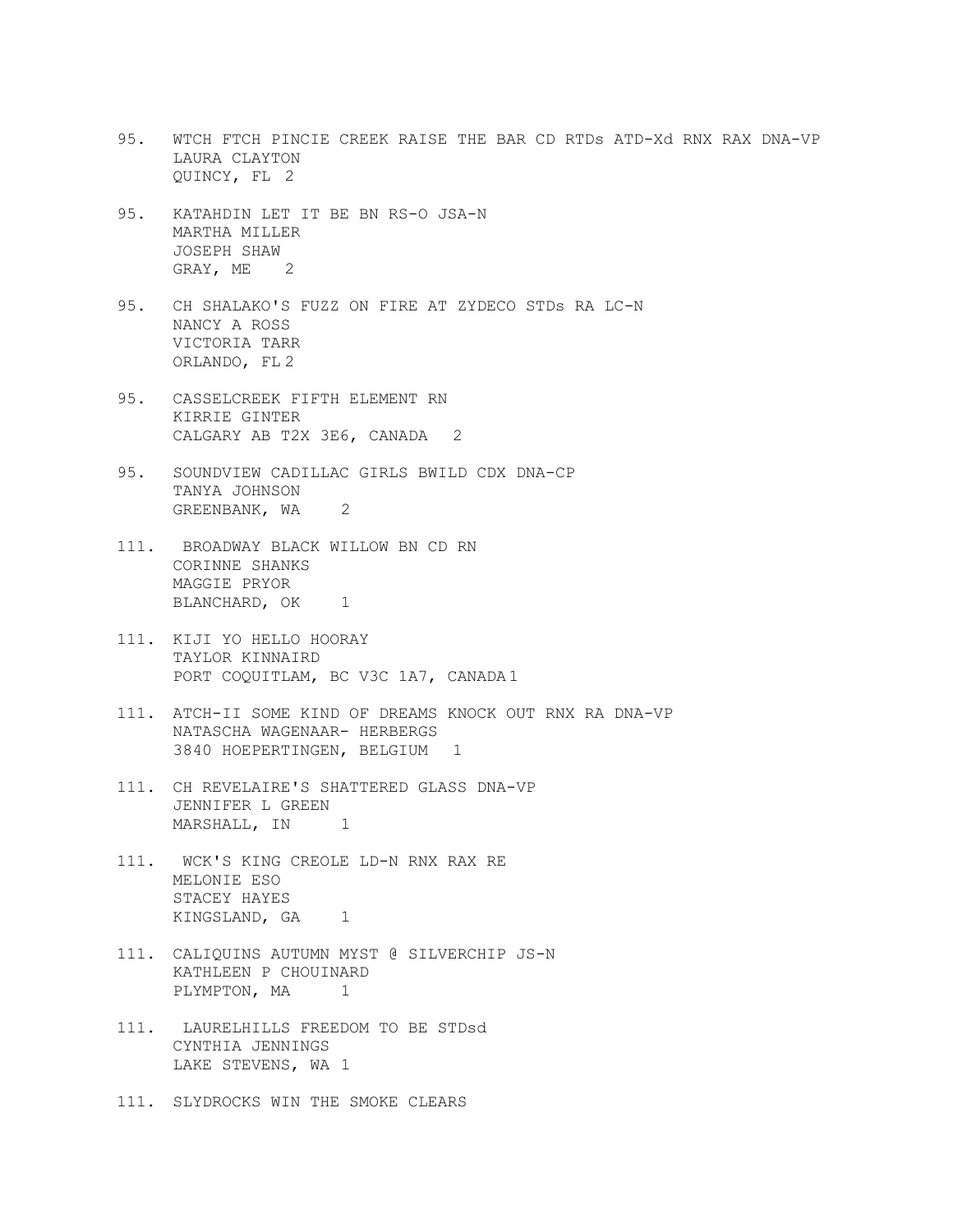95. WTCH FTCH PINCIE CREEK RAISE THE BAR CD RTDs ATD-Xd RNX RAX DNA-VP
LAURA CLAYTON
QUINCY, FL 2

95. KATAHDIN LET IT BE BN RS-O JSA-N
MARTHA MILLER
JOSEPH SHAW
GRAY, ME 2

95. CH SHALAKO'S FUZZ ON FIRE AT ZYDECO STDs RA LC-N
NANCY A ROSS
VICTORIA TARR
ORLANDO, FL 2

95. CASSELCREEK FIFTH ELEMENT RN
KIRRIE GINTER
CALGARY AB T2X 3E6, CANADA 2

95. SOUNDVIEW CADILLAC GIRLS BWILD CDX DNA-CP
TANYA JOHNSON
GREENBANK, WA 2

111. BROADWAY BLACK WILLOW BN CD RN
CORINNE SHANKS
MAGGIE PRYOR
BLANCHARD, OK 1

111. KIJI YO HELLO HOORAY
TAYLOR KINNAIRD
PORT COQUITLAM, BC V3C 1A7, CANADA 1

111. ATCH-II SOME KIND OF DREAMS KNOCK OUT RNX RA DNA-VP
NATASCHA WAGENAAR- HERBERGS
3840 HOEPERTINGEN, BELGIUM 1

111. CH REVELAIRE'S SHATTERED GLASS DNA-VP
JENNIFER L GREEN
MARSHALL, IN 1

111. WCK'S KING CREOLE LD-N RNX RAX RE
MELONIE ESO
STACEY HAYES
KINGSLAND, GA 1

111. CALIQUINS AUTUMN MYST @ SILVERCHIP JS-N
KATHLEEN P CHOUINARD
PLYMPTON, MA 1

111. LAURELHILLS FREEDOM TO BE STDsd
CYNTHIA JENNINGS
LAKE STEVENS, WA 1

111. SLYDROCKS WIN THE SMOKE CLEARS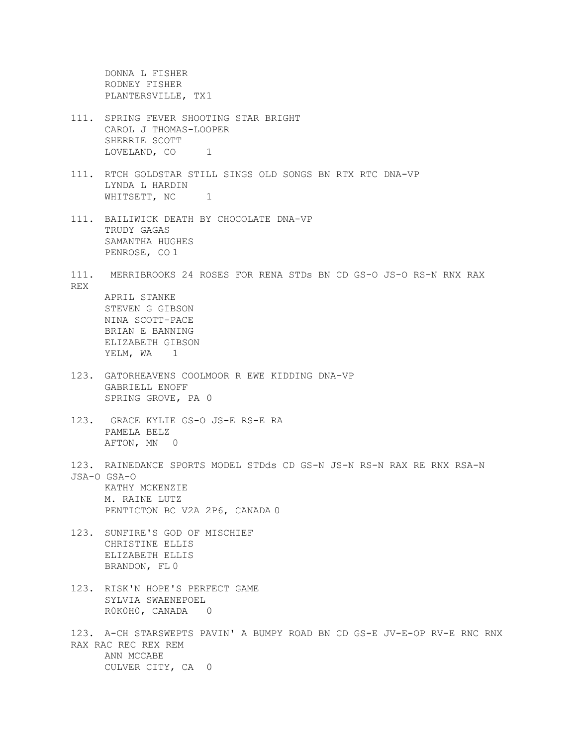DONNA L FISHER
RODNEY FISHER
PLANTERSVILLE, TX1

111. SPRING FEVER SHOOTING STAR BRIGHT
CAROL J THOMAS-LOOPER
SHERRIE SCOTT
LOVELAND, CO 1

111. RTCH GOLDSTAR STILL SINGS OLD SONGS BN RTX RTC DNA-VP
LYNDA L HARDIN
WHITSETT, NC 1

111. BAILIWICK DEATH BY CHOCOLATE DNA-VP
TRUDY GAGAS
SAMANTHA HUGHES
PENROSE, CO 1

111. MERRIBROOKS 24 ROSES FOR RENA STDs BN CD GS-O JS-O RS-N RNX RAX REX
APRIL STANKE
STEVEN G GIBSON
NINA SCOTT-PACE
BRIAN E BANNING
ELIZABETH GIBSON
YELM, WA 1

123. GATORHEAVENS COOLMOOR R EWE KIDDING DNA-VP
GABRIELL ENOFF
SPRING GROVE, PA 0

123. GRACE KYLIE GS-O JS-E RS-E RA
PAMELA BELZ
AFTON, MN 0

123. RAINEDANCE SPORTS MODEL STDds CD GS-N JS-N RS-N RAX RE RNX RSA-N JSA-O GSA-O
KATHY MCKENZIE
M. RAINE LUTZ
PENTICTON BC V2A 2P6, CANADA 0

123. SUNFIRE'S GOD OF MISCHIEF
CHRISTINE ELLIS
ELIZABETH ELLIS
BRANDON, FL 0

123. RISK'N HOPE'S PERFECT GAME
SYLVIA SWAENEPOEL
R0K0H0, CANADA 0

123. A-CH STARSWEPTS PAVIN' A BUMPY ROAD BN CD GS-E JV-E-OP RV-E RNC RNX RAX RAC REC REX REM
ANN MCCABE
CULVER CITY, CA 0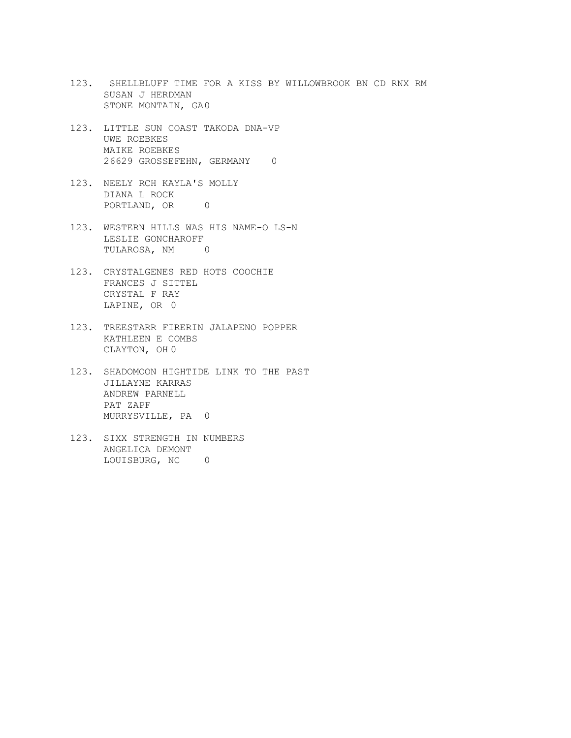123. SHELLBLUFF TIME FOR A KISS BY WILLOWBROOK BN CD RNX RM
SUSAN J HERDMAN
STONE MONTAIN, GA 0

123. LITTLE SUN COAST TAKODA DNA-VP
UWE ROEBKES
MAIKE ROEBKES
26629 GROSSEFEHN, GERMANY 0

123. NEELY RCH KAYLA'S MOLLY
DIANA L ROCK
PORTLAND, OR 0

123. WESTERN HILLS WAS HIS NAME-O LS-N
LESLIE GONCHAROFF
TULAROSA, NM 0

123. CRYSTALGENES RED HOTS COOCHIE
FRANCES J SITTEL
CRYSTAL F RAY
LAPINE, OR 0

123. TREESTARR FIRERIN JALAPENO POPPER
KATHLEEN E COMBS
CLAYTON, OH 0

123. SHADOMOON HIGHTIDE LINK TO THE PAST
JILLAYNE KARRAS
ANDREW PARNELL
PAT ZAPF
MURRYSVILLE, PA 0

123. SIXX STRENGTH IN NUMBERS
ANGELICA DEMONT
LOUISBURG, NC 0